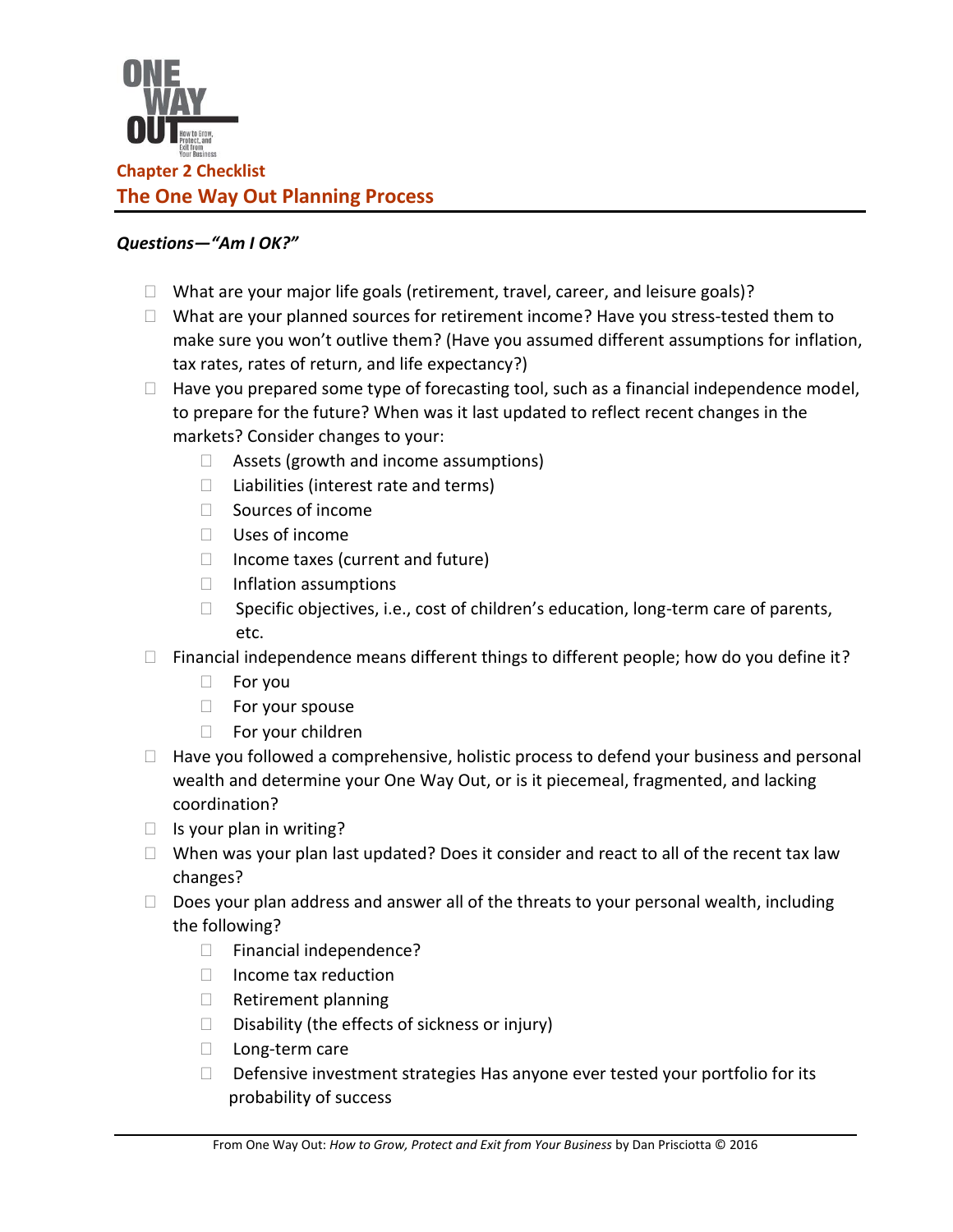ONE WAY OUT How to Grow, Protect, and Exit from Your Business

## Chapter 2 Checklist

# The One Way Out Planning Process

***Questions—"Am I OK?"***

- ☐ What are your major life goals (retirement, travel, career, and leisure goals)?
- ☐ What are your planned sources for retirement income? Have you stress-tested them to make sure you won't outlive them? (Have you assumed different assumptions for inflation, tax rates, rates of return, and life expectancy?)
- ☐ Have you prepared some type of forecasting tool, such as a financial independence model, to prepare for the future? When was it last updated to reflect recent changes in the markets? Consider changes to your:
  - ☐ Assets (growth and income assumptions)
  - ☐ Liabilities (interest rate and terms)
  - ☐ Sources of income
  - ☐ Uses of income
  - ☐ Income taxes (current and future)
  - ☐ Inflation assumptions
  - ☐ Specific objectives, i.e., cost of children's education, long-term care of parents, etc.
- ☐ Financial independence means different things to different people; how do you define it?
  - ☐ For you
  - ☐ For your spouse
  - ☐ For your children
- ☐ Have you followed a comprehensive, holistic process to defend your business and personal wealth and determine your One Way Out, or is it piecemeal, fragmented, and lacking coordination?
- ☐ Is your plan in writing?
- ☐ When was your plan last updated? Does it consider and react to all of the recent tax law changes?
- ☐ Does your plan address and answer all of the threats to your personal wealth, including the following?
  - ☐ Financial independence?
  - ☐ Income tax reduction
  - ☐ Retirement planning
  - ☐ Disability (the effects of sickness or injury)
  - ☐ Long-term care
  - ☐ Defensive investment strategies Has anyone ever tested your portfolio for its probability of success

From One Way Out: *How to Grow, Protect and Exit from Your Business* by Dan Prisciotta © 2016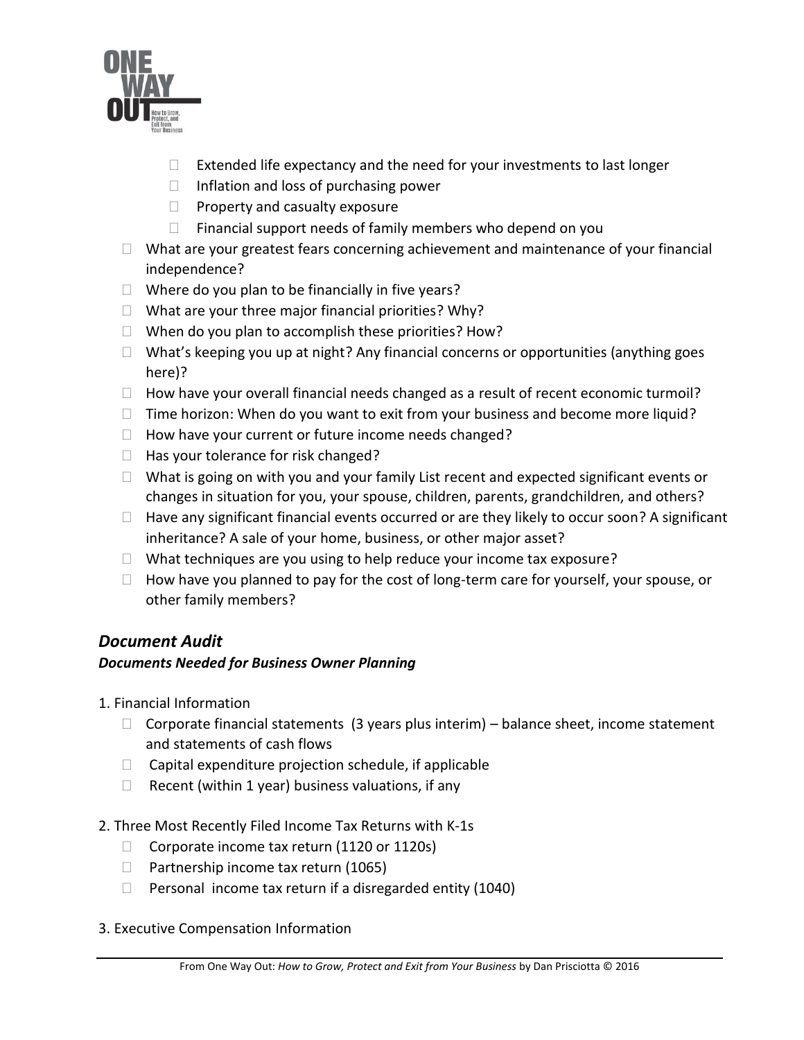- Extended life expectancy and the need for your investments to last longer
  - Inflation and loss of purchasing power
  - Property and casualty exposure
  - Financial support needs of family members who depend on you
- What are your greatest fears concerning achievement and maintenance of your financial independence?
- Where do you plan to be financially in five years?
- What are your three major financial priorities? Why?
- When do you plan to accomplish these priorities? How?
- What's keeping you up at night? Any financial concerns or opportunities (anything goes here)?
- How have your overall financial needs changed as a result of recent economic turmoil?
- Time horizon: When do you want to exit from your business and become more liquid?
- How have your current or future income needs changed?
- Has your tolerance for risk changed?
- What is going on with you and your family List recent and expected significant events or changes in situation for you, your spouse, children, parents, grandchildren, and others?
- Have any significant financial events occurred or are they likely to occur soon? A significant inheritance? A sale of your home, business, or other major asset?
- What techniques are you using to help reduce your income tax exposure?
- How have you planned to pay for the cost of long-term care for yourself, your spouse, or other family members?

## *Document Audit*

### *Documents Needed for Business Owner Planning*

1. Financial Information
   - Corporate financial statements (3 years plus interim) – balance sheet, income statement and statements of cash flows
   - Capital expenditure projection schedule, if applicable
   - Recent (within 1 year) business valuations, if any

2. Three Most Recently Filed Income Tax Returns with K-1s
   - Corporate income tax return (1120 or 1120s)
   - Partnership income tax return (1065)
   - Personal income tax return if a disregarded entity (1040)

3. Executive Compensation Information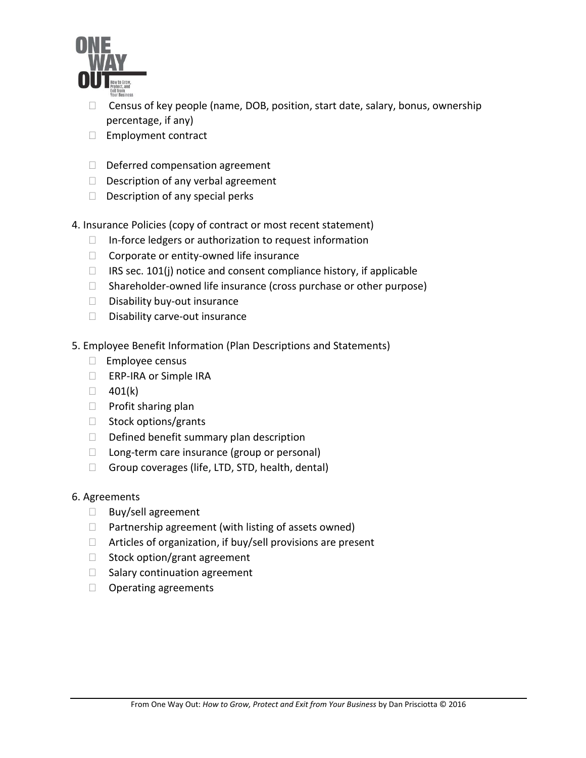- ☐ Census of key people (name, DOB, position, start date, salary, bonus, ownership percentage, if any)
- ☐ Employment contract
- ☐ Deferred compensation agreement
- ☐ Description of any verbal agreement
- ☐ Description of any special perks

4. Insurance Policies (copy of contract or most recent statement)

- ☐ In-force ledgers or authorization to request information
- ☐ Corporate or entity-owned life insurance
- ☐ IRS sec. 101(j) notice and consent compliance history, if applicable
- ☐ Shareholder-owned life insurance (cross purchase or other purpose)
- ☐ Disability buy-out insurance
- ☐ Disability carve-out insurance

5. Employee Benefit Information (Plan Descriptions and Statements)

- ☐ Employee census
- ☐ ERP-IRA or Simple IRA
- ☐ 401(k)
- ☐ Profit sharing plan
- ☐ Stock options/grants
- ☐ Defined benefit summary plan description
- ☐ Long-term care insurance (group or personal)
- ☐ Group coverages (life, LTD, STD, health, dental)

6. Agreements

- ☐ Buy/sell agreement
- ☐ Partnership agreement (with listing of assets owned)
- ☐ Articles of organization, if buy/sell provisions are present
- ☐ Stock option/grant agreement
- ☐ Salary continuation agreement
- ☐ Operating agreements